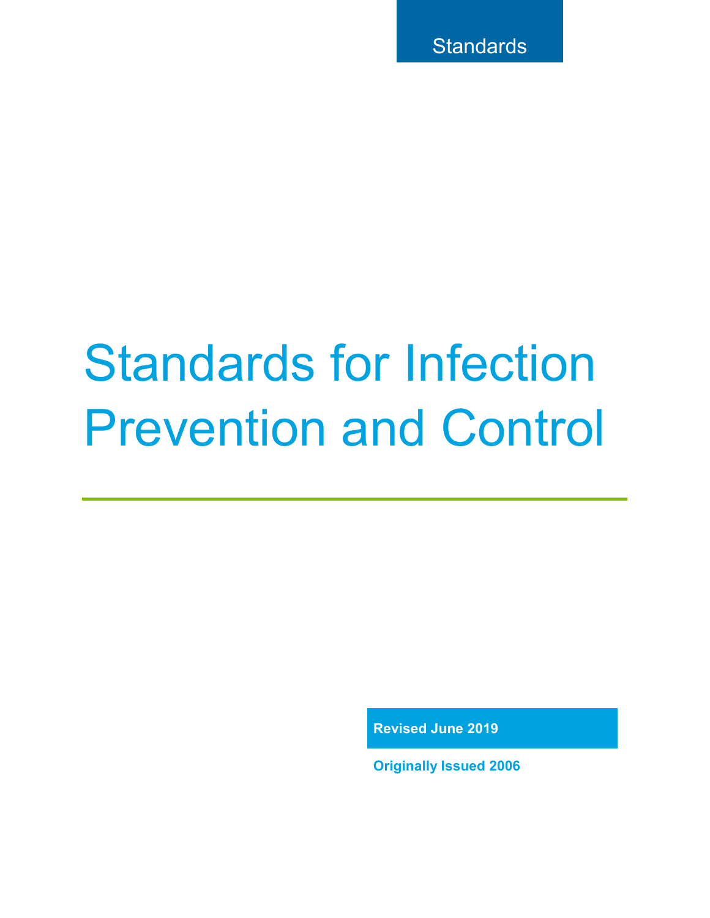Standards

# Standards for Infection Prevention and Control

**Revised June 2019**

**Originally Issued 2006**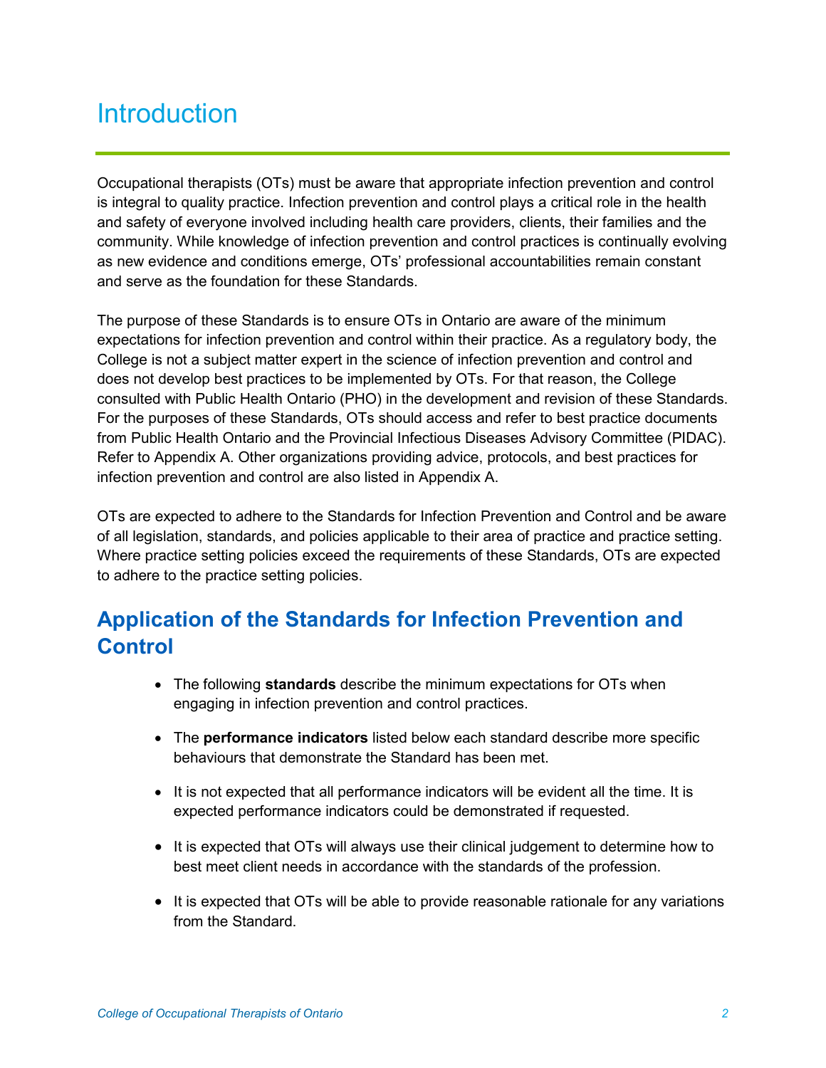# Introduction

Occupational therapists (OTs) must be aware that appropriate infection prevention and control is integral to quality practice. Infection prevention and control plays a critical role in the health and safety of everyone involved including health care providers, clients, their families and the community. While knowledge of infection prevention and control practices is continually evolving as new evidence and conditions emerge, OTs' professional accountabilities remain constant and serve as the foundation for these Standards.

The purpose of these Standards is to ensure OTs in Ontario are aware of the minimum expectations for infection prevention and control within their practice. As a regulatory body, the College is not a subject matter expert in the science of infection prevention and control and does not develop best practices to be implemented by OTs. For that reason, the College consulted with Public Health Ontario (PHO) in the development and revision of these Standards. For the purposes of these Standards, OTs should access and refer to best practice documents from Public Health Ontario and the Provincial Infectious Diseases Advisory Committee (PIDAC). Refer to Appendix A. Other organizations providing advice, protocols, and best practices for infection prevention and control are also listed in Appendix A.

OTs are expected to adhere to the Standards for Infection Prevention and Control and be aware of all legislation, standards, and policies applicable to their area of practice and practice setting. Where practice setting policies exceed the requirements of these Standards, OTs are expected to adhere to the practice setting policies.

## Application of the Standards for Infection Prevention and Control

- The following **standards** describe the minimum expectations for OTs when engaging in infection prevention and control practices.
- The **performance indicators** listed below each standard describe more specific behaviours that demonstrate the Standard has been met.
- It is not expected that all performance indicators will be evident all the time. It is expected performance indicators could be demonstrated if requested.
- It is expected that OTs will always use their clinical judgement to determine how to best meet client needs in accordance with the standards of the profession.
- It is expected that OTs will be able to provide reasonable rationale for any variations from the Standard.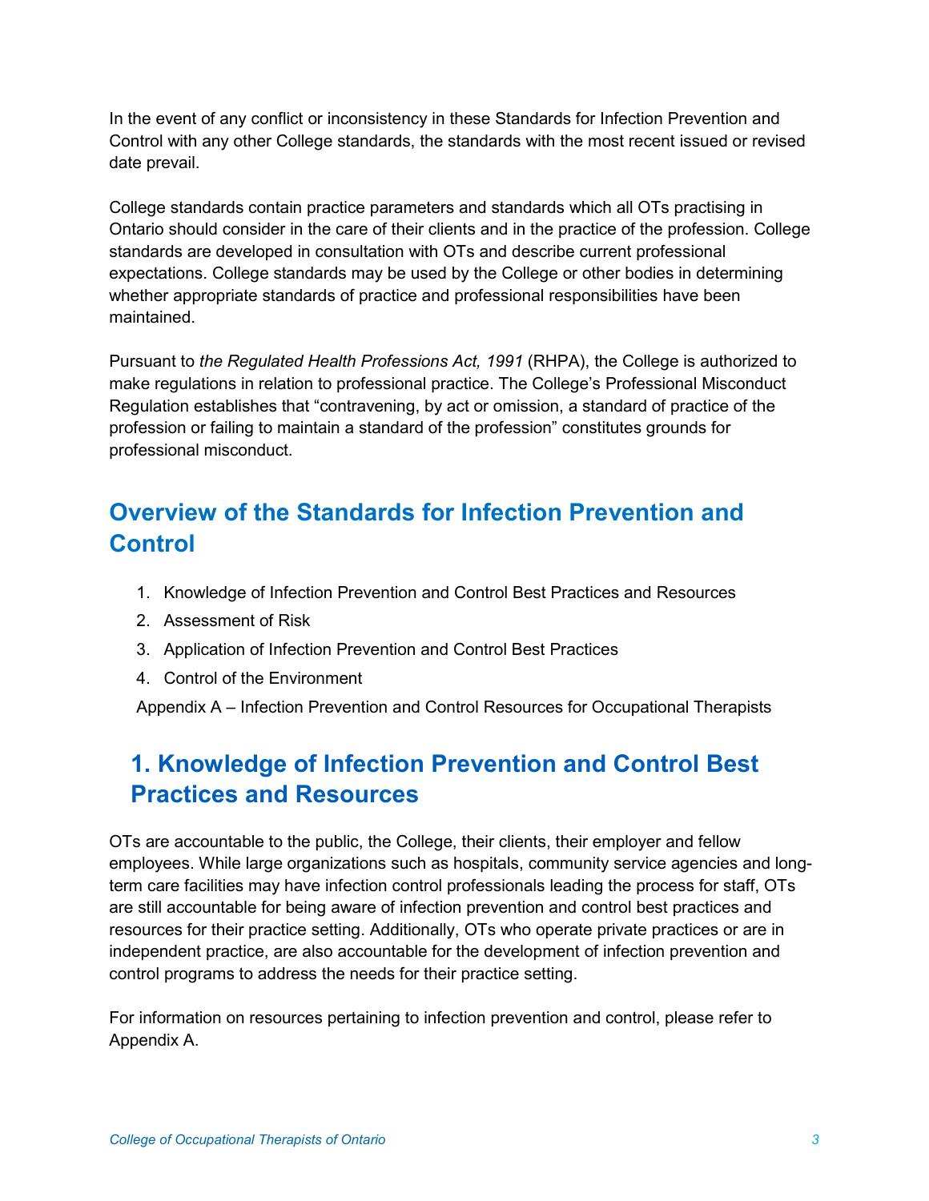In the event of any conflict or inconsistency in these Standards for Infection Prevention and Control with any other College standards, the standards with the most recent issued or revised date prevail.

College standards contain practice parameters and standards which all OTs practising in Ontario should consider in the care of their clients and in the practice of the profession. College standards are developed in consultation with OTs and describe current professional expectations. College standards may be used by the College or other bodies in determining whether appropriate standards of practice and professional responsibilities have been maintained.

Pursuant to *the Regulated Health Professions Act, 1991* (RHPA), the College is authorized to make regulations in relation to professional practice. The College's Professional Misconduct Regulation establishes that "contravening, by act or omission, a standard of practice of the profession or failing to maintain a standard of the profession" constitutes grounds for professional misconduct.

## Overview of the Standards for Infection Prevention and Control

1. Knowledge of Infection Prevention and Control Best Practices and Resources
2. Assessment of Risk
3. Application of Infection Prevention and Control Best Practices
4. Control of the Environment

Appendix A – Infection Prevention and Control Resources for Occupational Therapists

## 1. Knowledge of Infection Prevention and Control Best Practices and Resources

OTs are accountable to the public, the College, their clients, their employer and fellow employees. While large organizations such as hospitals, community service agencies and long-term care facilities may have infection control professionals leading the process for staff, OTs are still accountable for being aware of infection prevention and control best practices and resources for their practice setting. Additionally, OTs who operate private practices or are in independent practice, are also accountable for the development of infection prevention and control programs to address the needs for their practice setting.

For information on resources pertaining to infection prevention and control, please refer to Appendix A.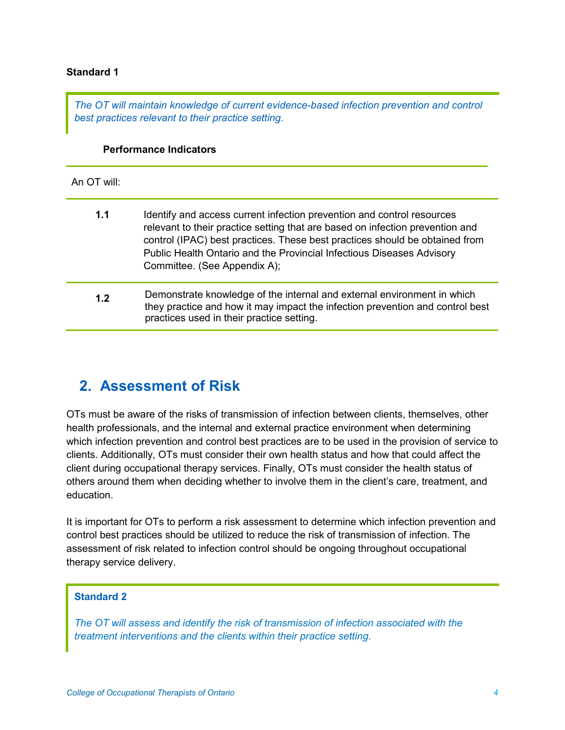**Standard 1**

> *The OT will maintain knowledge of current evidence-based infection prevention and control best practices relevant to their practice setting.*

**Performance Indicators**

An OT will:

| | |
|---|---|
| **1.1** | Identify and access current infection prevention and control resources relevant to their practice setting that are based on infection prevention and control (IPAC) best practices. These best practices should be obtained from Public Health Ontario and the Provincial Infectious Diseases Advisory Committee. (See Appendix A); |
| **1.2** | Demonstrate knowledge of the internal and external environment in which they practice and how it may impact the infection prevention and control best practices used in their practice setting. |

## 2. Assessment of Risk

OTs must be aware of the risks of transmission of infection between clients, themselves, other health professionals, and the internal and external practice environment when determining which infection prevention and control best practices are to be used in the provision of service to clients. Additionally, OTs must consider their own health status and how that could affect the client during occupational therapy services. Finally, OTs must consider the health status of others around them when deciding whether to involve them in the client's care, treatment, and education.

It is important for OTs to perform a risk assessment to determine which infection prevention and control best practices should be utilized to reduce the risk of transmission of infection. The assessment of risk related to infection control should be ongoing throughout occupational therapy service delivery.

> **Standard 2**
>
> *The OT will assess and identify the risk of transmission of infection associated with the treatment interventions and the clients within their practice setting.*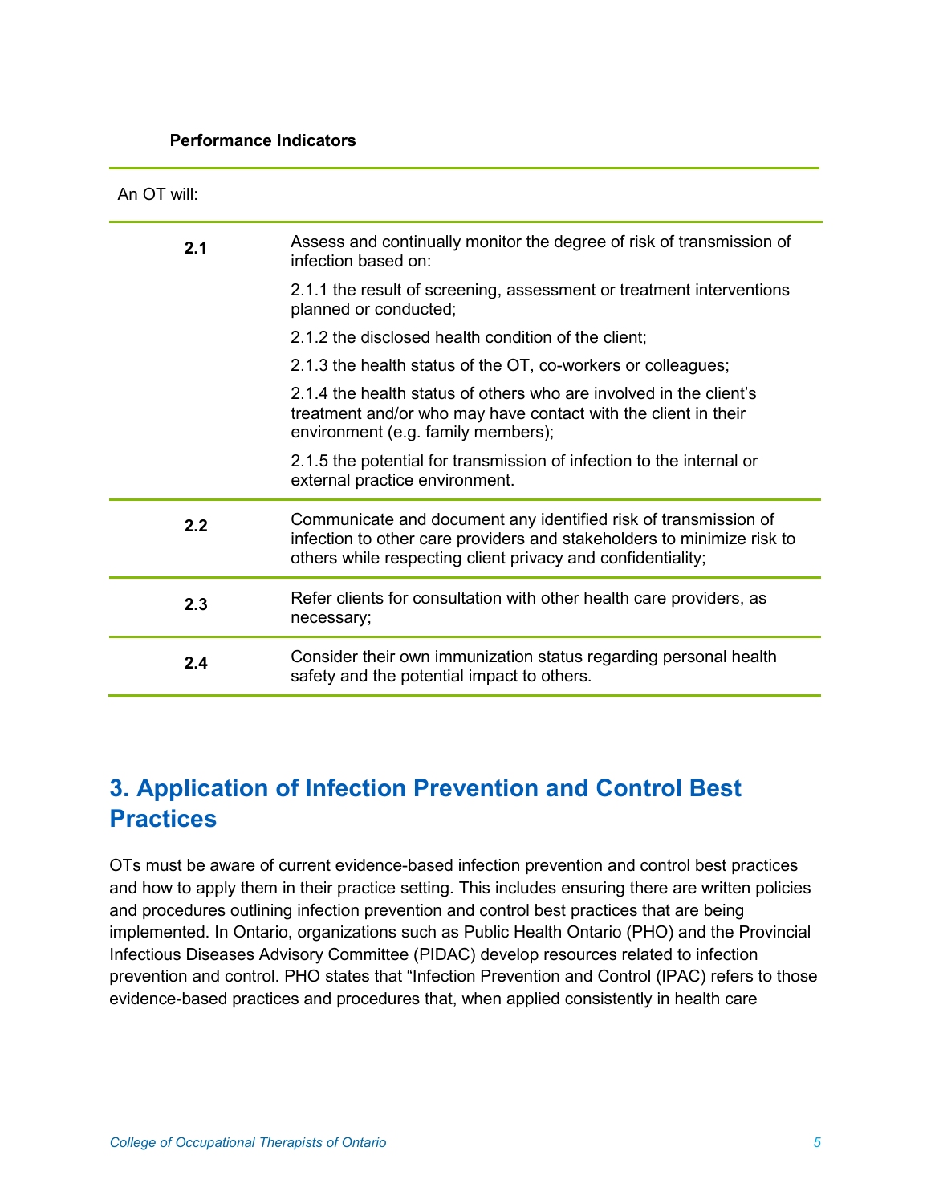**Performance Indicators**

| An OT will: | |
|---|---|
| **2.1** | Assess and continually monitor the degree of risk of transmission of infection based on:<br>2.1.1 the result of screening, assessment or treatment interventions planned or conducted;<br>2.1.2 the disclosed health condition of the client;<br>2.1.3 the health status of the OT, co-workers or colleagues;<br>2.1.4 the health status of others who are involved in the client's treatment and/or who may have contact with the client in their environment (e.g. family members);<br>2.1.5 the potential for transmission of infection to the internal or external practice environment. |
| **2.2** | Communicate and document any identified risk of transmission of infection to other care providers and stakeholders to minimize risk to others while respecting client privacy and confidentiality; |
| **2.3** | Refer clients for consultation with other health care providers, as necessary; |
| **2.4** | Consider their own immunization status regarding personal health safety and the potential impact to others. |

## 3. Application of Infection Prevention and Control Best Practices

OTs must be aware of current evidence-based infection prevention and control best practices and how to apply them in their practice setting. This includes ensuring there are written policies and procedures outlining infection prevention and control best practices that are being implemented. In Ontario, organizations such as Public Health Ontario (PHO) and the Provincial Infectious Diseases Advisory Committee (PIDAC) develop resources related to infection prevention and control. PHO states that "Infection Prevention and Control (IPAC) refers to those evidence-based practices and procedures that, when applied consistently in health care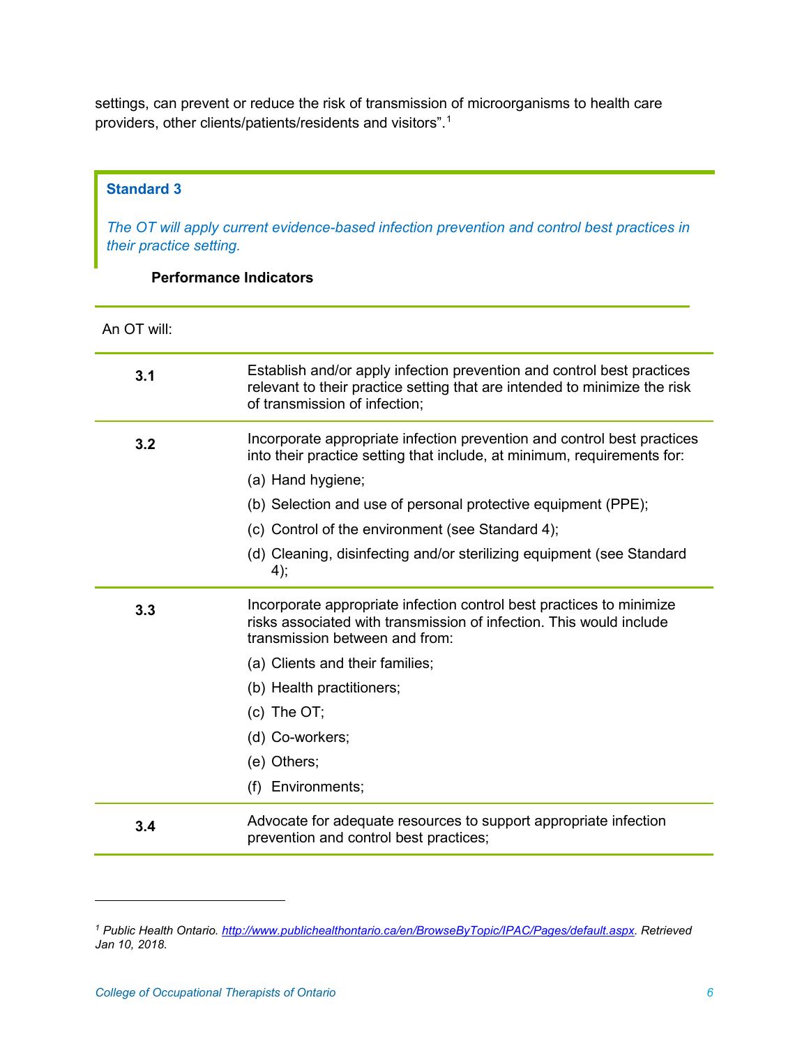settings, can prevent or reduce the risk of transmission of microorganisms to health care providers, other clients/patients/residents and visitors”.[1]

**Standard 3**

*The OT will apply current evidence-based infection prevention and control best practices in their practice setting.*

**Performance Indicators**

An OT will:

| | |
|---|---|
| **3.1** | Establish and/or apply infection prevention and control best practices relevant to their practice setting that are intended to minimize the risk of transmission of infection; |
| **3.2** | Incorporate appropriate infection prevention and control best practices into their practice setting that include, at minimum, requirements for:<br>(a) Hand hygiene;<br>(b) Selection and use of personal protective equipment (PPE);<br>(c) Control of the environment (see Standard 4);<br>(d) Cleaning, disinfecting and/or sterilizing equipment (see Standard 4); |
| **3.3** | Incorporate appropriate infection control best practices to minimize risks associated with transmission of infection. This would include transmission between and from:<br>(a) Clients and their families;<br>(b) Health practitioners;<br>(c) The OT;<br>(d) Co-workers;<br>(e) Others;<br>(f) Environments; |
| **3.4** | Advocate for adequate resources to support appropriate infection prevention and control best practices; |

---

[1] *Public Health Ontario. http://www.publichealthontario.ca/en/BrowseByTopic/IPAC/Pages/default.aspx. Retrieved Jan 10, 2018.*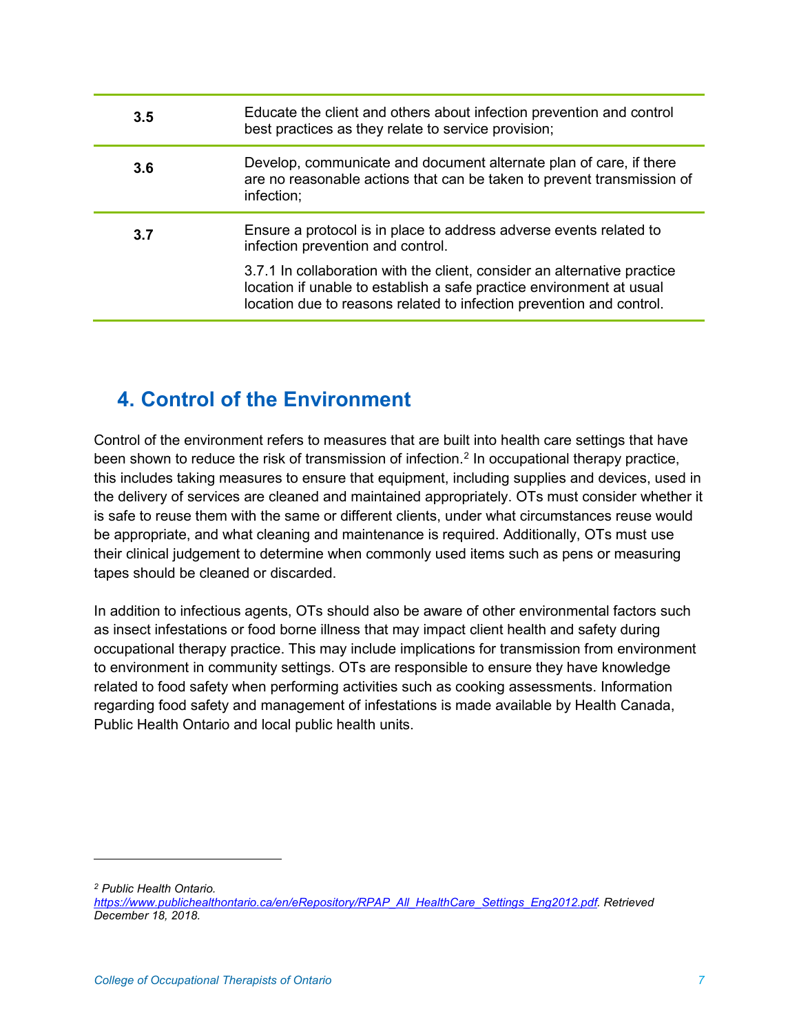| | |
|---|---|
| **3.5** | Educate the client and others about infection prevention and control best practices as they relate to service provision; |
| **3.6** | Develop, communicate and document alternate plan of care, if there are no reasonable actions that can be taken to prevent transmission of infection; |
| **3.7** | Ensure a protocol is in place to address adverse events related to infection prevention and control.<br><br>3.7.1 In collaboration with the client, consider an alternative practice location if unable to establish a safe practice environment at usual location due to reasons related to infection prevention and control. |

## 4. Control of the Environment

Control of the environment refers to measures that are built into health care settings that have been shown to reduce the risk of transmission of infection.[2] In occupational therapy practice, this includes taking measures to ensure that equipment, including supplies and devices, used in the delivery of services are cleaned and maintained appropriately. OTs must consider whether it is safe to reuse them with the same or different clients, under what circumstances reuse would be appropriate, and what cleaning and maintenance is required. Additionally, OTs must use their clinical judgement to determine when commonly used items such as pens or measuring tapes should be cleaned or discarded.

In addition to infectious agents, OTs should also be aware of other environmental factors such as insect infestations or food borne illness that may impact client health and safety during occupational therapy practice. This may include implications for transmission from environment to environment in community settings. OTs are responsible to ensure they have knowledge related to food safety when performing activities such as cooking assessments. Information regarding food safety and management of infestations is made available by Health Canada, Public Health Ontario and local public health units.

---

[2] *Public Health Ontario. https://www.publichealthontario.ca/en/eRepository/RPAP_All_HealthCare_Settings_Eng2012.pdf. Retrieved December 18, 2018.*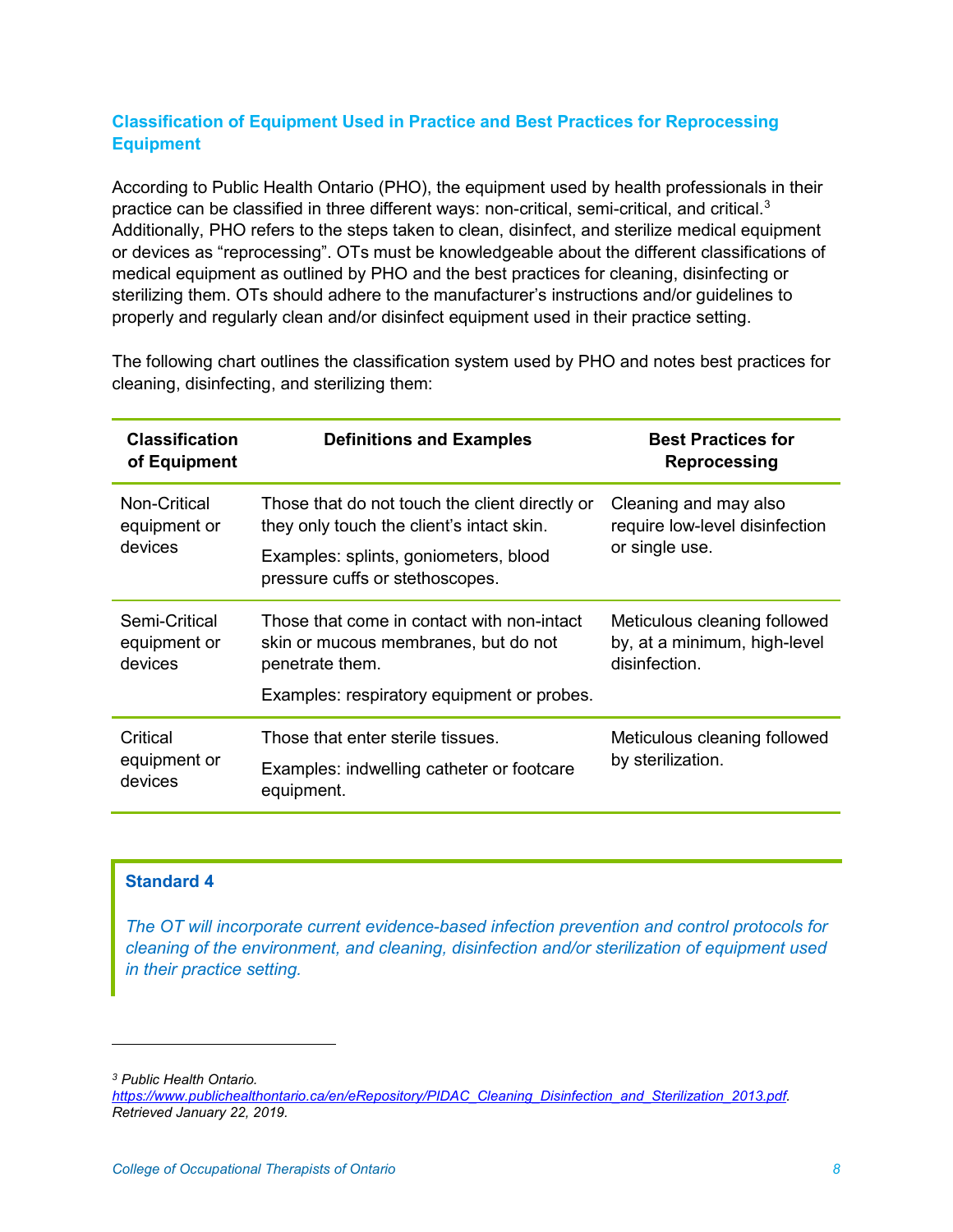## Classification of Equipment Used in Practice and Best Practices for Reprocessing Equipment

According to Public Health Ontario (PHO), the equipment used by health professionals in their practice can be classified in three different ways: non-critical, semi-critical, and critical.[3] Additionally, PHO refers to the steps taken to clean, disinfect, and sterilize medical equipment or devices as "reprocessing". OTs must be knowledgeable about the different classifications of medical equipment as outlined by PHO and the best practices for cleaning, disinfecting or sterilizing them. OTs should adhere to the manufacturer's instructions and/or guidelines to properly and regularly clean and/or disinfect equipment used in their practice setting.

The following chart outlines the classification system used by PHO and notes best practices for cleaning, disinfecting, and sterilizing them:

| Classification of Equipment | Definitions and Examples | Best Practices for Reprocessing |
|---|---|---|
| Non-Critical equipment or devices | Those that do not touch the client directly or they only touch the client's intact skin.<br>Examples: splints, goniometers, blood pressure cuffs or stethoscopes. | Cleaning and may also require low-level disinfection or single use. |
| Semi-Critical equipment or devices | Those that come in contact with non-intact skin or mucous membranes, but do not penetrate them.<br>Examples: respiratory equipment or probes. | Meticulous cleaning followed by, at a minimum, high-level disinfection. |
| Critical equipment or devices | Those that enter sterile tissues.<br>Examples: indwelling catheter or footcare equipment. | Meticulous cleaning followed by sterilization. |

### Standard 4

*The OT will incorporate current evidence-based infection prevention and control protocols for cleaning of the environment, and cleaning, disinfection and/or sterilization of equipment used in their practice setting.*

---

[3] *Public Health Ontario.* *https://www.publichealthontario.ca/en/eRepository/PIDAC_Cleaning_Disinfection_and_Sterilization_2013.pdf. Retrieved January 22, 2019.*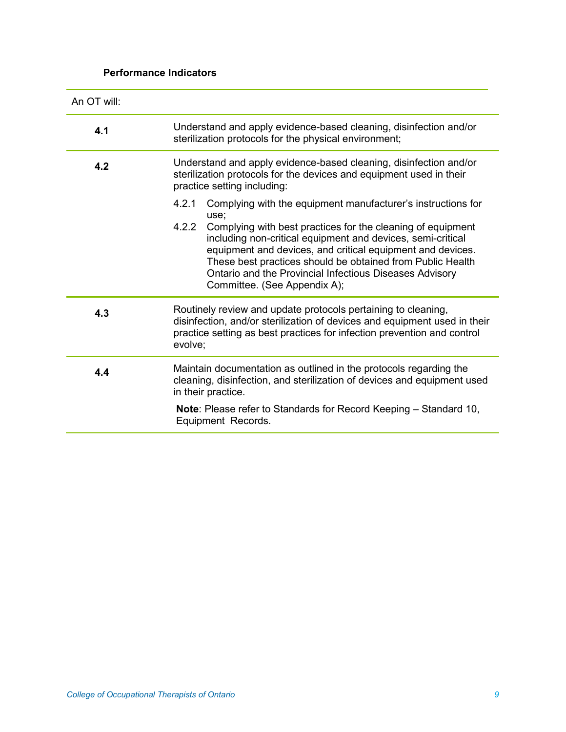**Performance Indicators**

An OT will:

| | |
|---|---|
| **4.1** | Understand and apply evidence-based cleaning, disinfection and/or sterilization protocols for the physical environment; |
| **4.2** | Understand and apply evidence-based cleaning, disinfection and/or sterilization protocols for the devices and equipment used in their practice setting including:<br><br>4.2.1 Complying with the equipment manufacturer's instructions for use;<br>4.2.2 Complying with best practices for the cleaning of equipment including non-critical equipment and devices, semi-critical equipment and devices, and critical equipment and devices. These best practices should be obtained from Public Health Ontario and the Provincial Infectious Diseases Advisory Committee. (See Appendix A); |
| **4.3** | Routinely review and update protocols pertaining to cleaning, disinfection, and/or sterilization of devices and equipment used in their practice setting as best practices for infection prevention and control evolve; |
| **4.4** | Maintain documentation as outlined in the protocols regarding the cleaning, disinfection, and sterilization of devices and equipment used in their practice.<br><br>**Note**: Please refer to Standards for Record Keeping – Standard 10, Equipment Records. |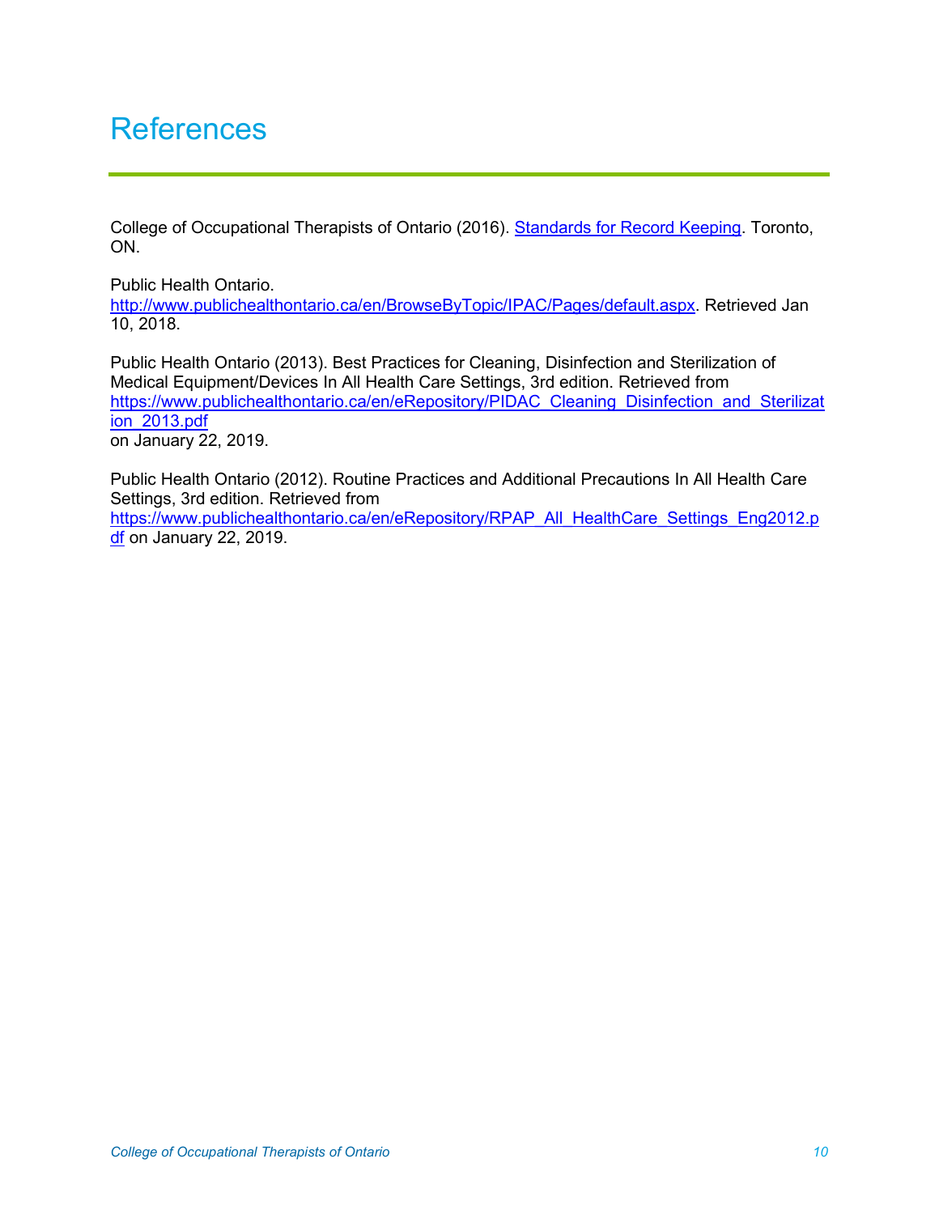# References

College of Occupational Therapists of Ontario (2016). [Standards for Record Keeping](). Toronto, ON.

Public Health Ontario. http://www.publichealthontario.ca/en/BrowseByTopic/IPAC/Pages/default.aspx. Retrieved Jan 10, 2018.

Public Health Ontario (2013). Best Practices for Cleaning, Disinfection and Sterilization of Medical Equipment/Devices In All Health Care Settings, 3rd edition. Retrieved from https://www.publichealthontario.ca/en/eRepository/PIDAC_Cleaning_Disinfection_and_Sterilization_2013.pdf on January 22, 2019.

Public Health Ontario (2012). Routine Practices and Additional Precautions In All Health Care Settings, 3rd edition. Retrieved from https://www.publichealthontario.ca/en/eRepository/RPAP_All_HealthCare_Settings_Eng2012.pdf on January 22, 2019.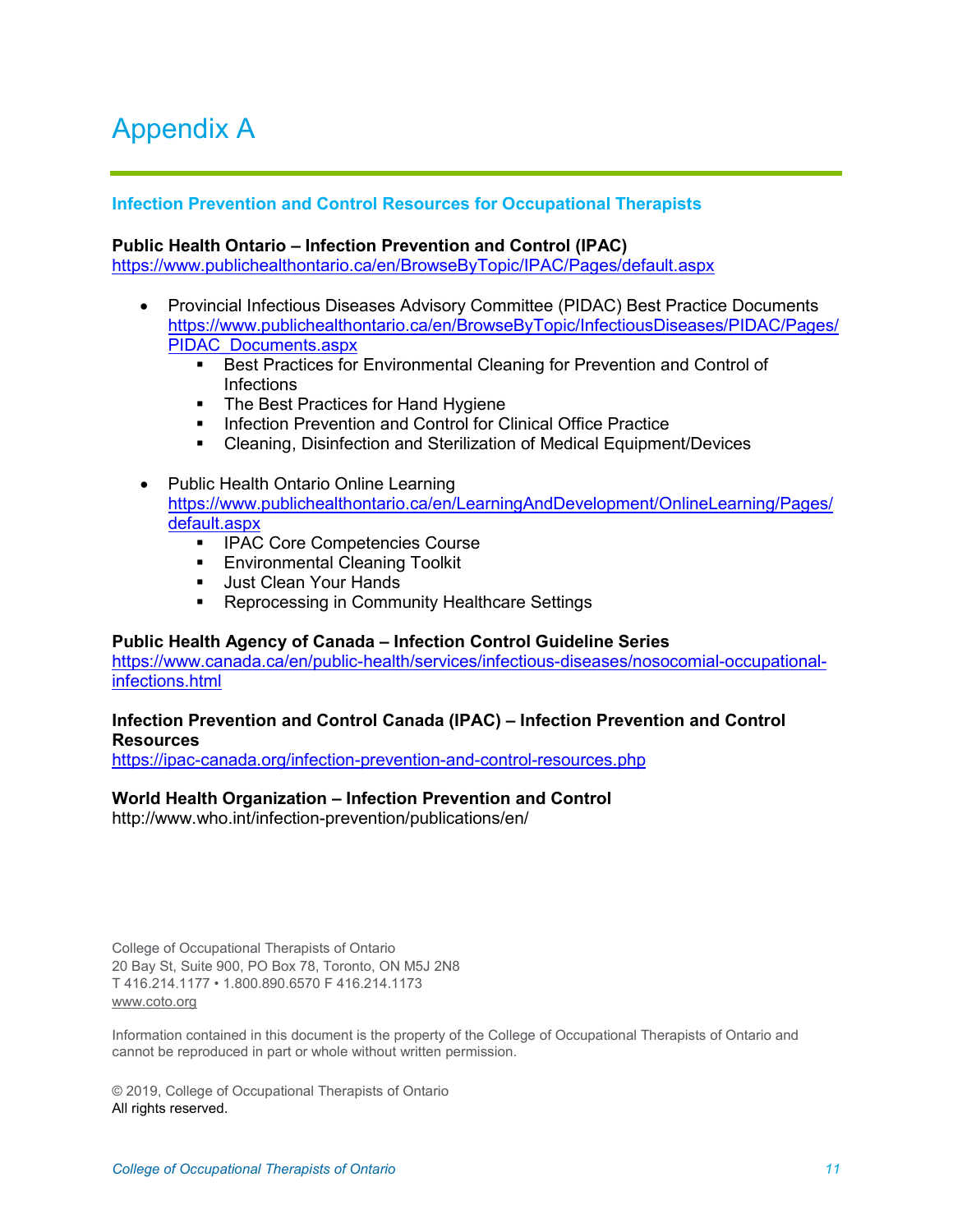# Appendix A

## Infection Prevention and Control Resources for Occupational Therapists

**Public Health Ontario – Infection Prevention and Control (IPAC)**
https://www.publichealthontario.ca/en/BrowseByTopic/IPAC/Pages/default.aspx

- Provincial Infectious Diseases Advisory Committee (PIDAC) Best Practice Documents https://www.publichealthontario.ca/en/BrowseByTopic/InfectiousDiseases/PIDAC/Pages/PIDAC_Documents.aspx
  - Best Practices for Environmental Cleaning for Prevention and Control of Infections
  - The Best Practices for Hand Hygiene
  - Infection Prevention and Control for Clinical Office Practice
  - Cleaning, Disinfection and Sterilization of Medical Equipment/Devices

- Public Health Ontario Online Learning https://www.publichealthontario.ca/en/LearningAndDevelopment/OnlineLearning/Pages/default.aspx
  - IPAC Core Competencies Course
  - Environmental Cleaning Toolkit
  - Just Clean Your Hands
  - Reprocessing in Community Healthcare Settings

**Public Health Agency of Canada – Infection Control Guideline Series**
https://www.canada.ca/en/public-health/services/infectious-diseases/nosocomial-occupational-infections.html

**Infection Prevention and Control Canada (IPAC) – Infection Prevention and Control Resources**
https://ipac-canada.org/infection-prevention-and-control-resources.php

**World Health Organization – Infection Prevention and Control**
http://www.who.int/infection-prevention/publications/en/

College of Occupational Therapists of Ontario
20 Bay St, Suite 900, PO Box 78, Toronto, ON M5J 2N8
T 416.214.1177 • 1.800.890.6570 F 416.214.1173
www.coto.org

Information contained in this document is the property of the College of Occupational Therapists of Ontario and cannot be reproduced in part or whole without written permission.

© 2019, College of Occupational Therapists of Ontario
All rights reserved.